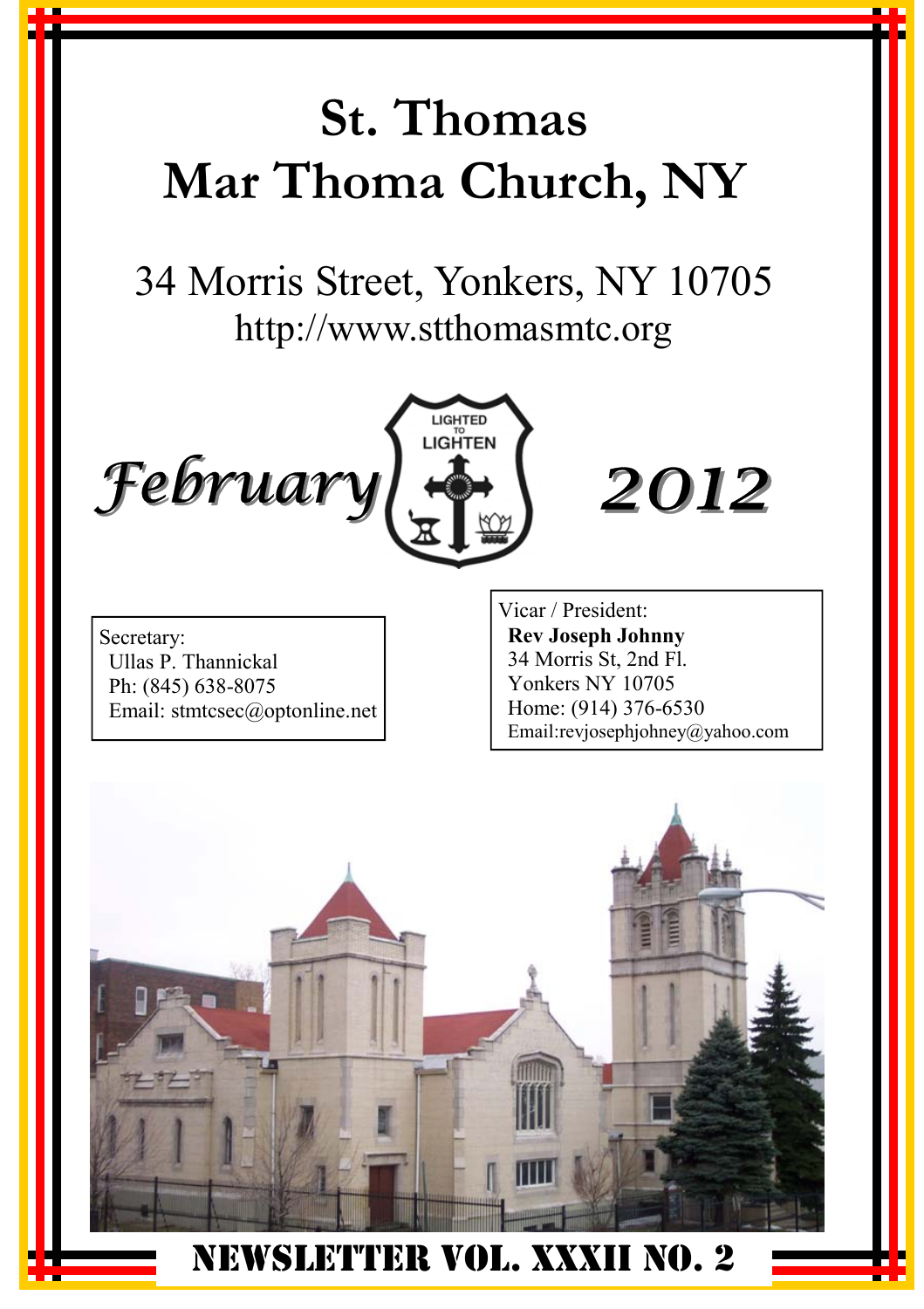# St. Thomas Mar Thoma Church, NY

34 Morris Street, Yonkers, NY 10705
http://www.stthomasmtc.org

LIGHTED TO LIGHTEN

## *February* 2012

Secretary:
Ullas P. Thannickal
Ph: (845) 638-8075
Email: stmtcsec@optonline.net

Vicar / President:
**Rev Joseph Johnny**
34 Morris St, 2nd Fl.
Yonkers NY 10705
Home: (914) 376-6530
Email:revjosephjohney@yahoo.com

## NEWSLETTER VOL. XXXII NO. 2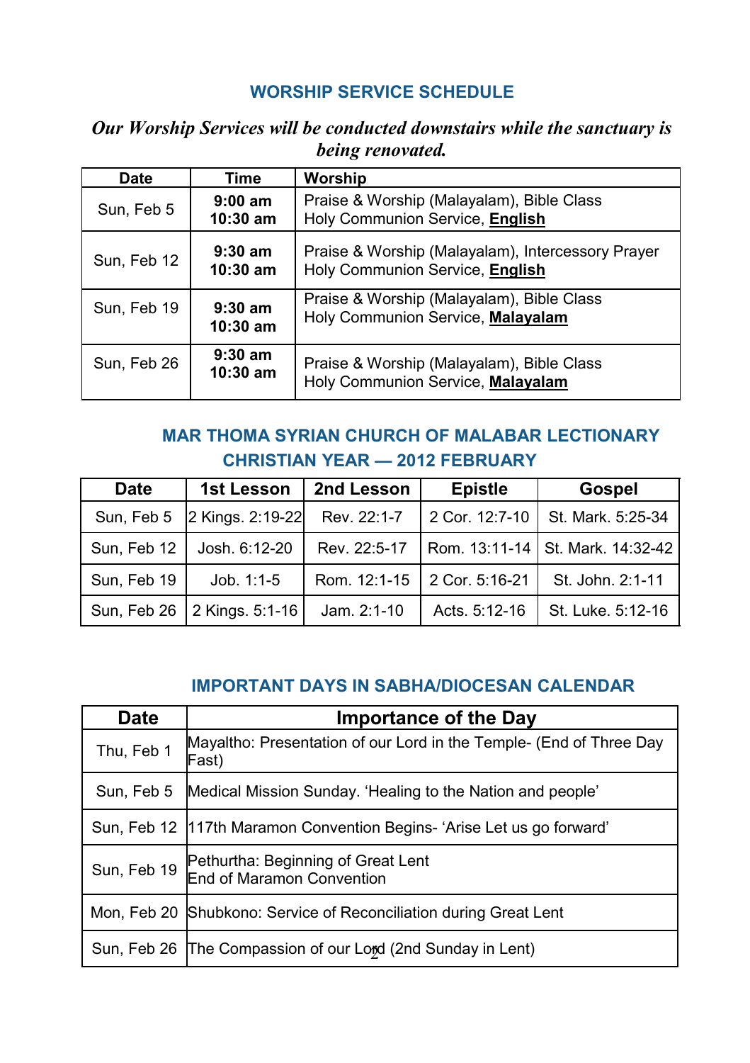## WORSHIP SERVICE SCHEDULE

***Our Worship Services will be conducted downstairs while the sanctuary is being renovated.***

| Date | Time | Worship |
|---|---|---|
| Sun, Feb 5 | **9:00 am**<br>**10:30 am** | Praise & Worship (Malayalam), Bible Class<br>Holy Communion Service, **English** |
| Sun, Feb 12 | **9:30 am**<br>**10:30 am** | Praise & Worship (Malayalam), Intercessory Prayer<br>Holy Communion Service, **English** |
| Sun, Feb 19 | **9:30 am**<br>**10:30 am** | Praise & Worship (Malayalam), Bible Class<br>Holy Communion Service, **Malayalam** |
| Sun, Feb 26 | **9:30 am**<br>**10:30 am** | Praise & Worship (Malayalam), Bible Class<br>Holy Communion Service, **Malayalam** |

## MAR THOMA SYRIAN CHURCH OF MALABAR LECTIONARY CHRISTIAN YEAR — 2012 FEBRUARY

| Date | 1st Lesson | 2nd Lesson | Epistle | Gospel |
|---|---|---|---|---|
| Sun, Feb 5 | 2 Kings. 2:19-22 | Rev. 22:1-7 | 2 Cor. 12:7-10 | St. Mark. 5:25-34 |
| Sun, Feb 12 | Josh. 6:12-20 | Rev. 22:5-17 | Rom. 13:11-14 | St. Mark. 14:32-42 |
| Sun, Feb 19 | Job. 1:1-5 | Rom. 12:1-15 | 2 Cor. 5:16-21 | St. John. 2:1-11 |
| Sun, Feb 26 | 2 Kings. 5:1-16 | Jam. 2:1-10 | Acts. 5:12-16 | St. Luke. 5:12-16 |

## IMPORTANT DAYS IN SABHA/DIOCESAN CALENDAR

| Date | Importance of the Day |
|---|---|
| Thu, Feb 1 | Mayaltho: Presentation of our Lord in the Temple- (End of Three Day Fast) |
| Sun, Feb 5 | Medical Mission Sunday. 'Healing to the Nation and people' |
| Sun, Feb 12 | 117th Maramon Convention Begins- 'Arise Let us go forward' |
| Sun, Feb 19 | Pethurtha: Beginning of Great Lent<br>End of Maramon Convention |
| Mon, Feb 20 | Shubkono: Service of Reconciliation during Great Lent |
| Sun, Feb 26 | The Compassion of our Lord (2nd Sunday in Lent) |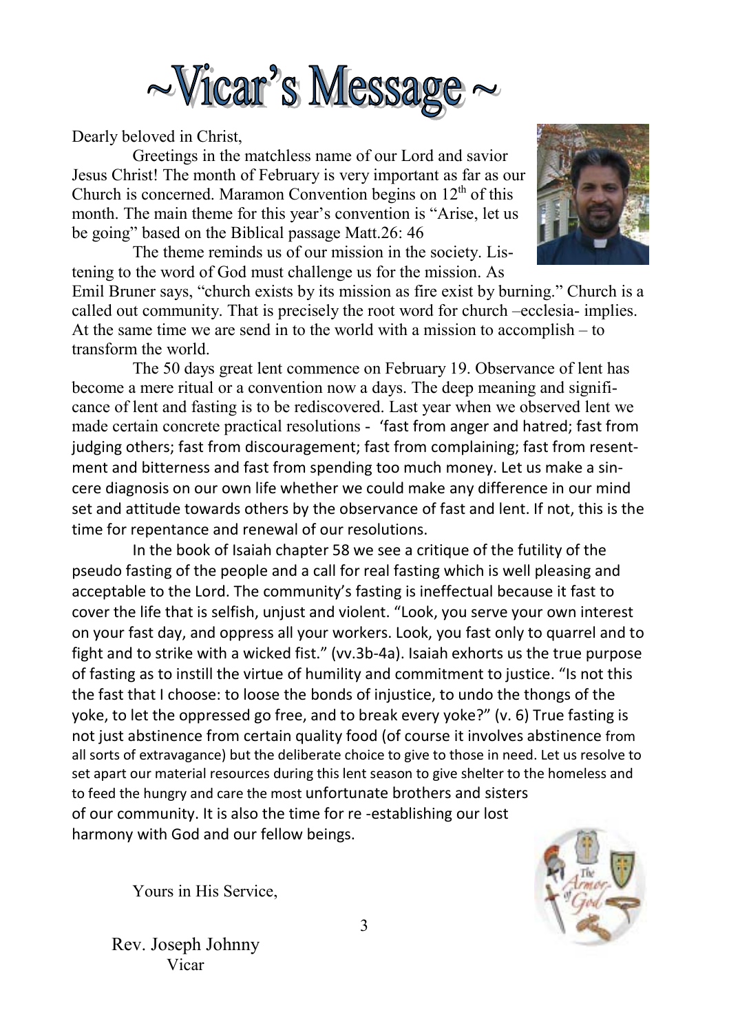# ~Vicar's Message ~

Dearly beloved in Christ,

Greetings in the matchless name of our Lord and savior Jesus Christ! The month of February is very important as far as our Church is concerned. Maramon Convention begins on 12th of this month. The main theme for this year's convention is "Arise, let us be going" based on the Biblical passage Matt.26: 46

The theme reminds us of our mission in the society. Listening to the word of God must challenge us for the mission. As Emil Bruner says, "church exists by its mission as fire exist by burning." Church is a called out community. That is precisely the root word for church –ecclesia- implies. At the same time we are send in to the world with a mission to accomplish – to transform the world.

The 50 days great lent commence on February 19. Observance of lent has become a mere ritual or a convention now a days. The deep meaning and significance of lent and fasting is to be rediscovered. Last year when we observed lent we made certain concrete practical resolutions - 'fast from anger and hatred; fast from judging others; fast from discouragement; fast from complaining; fast from resentment and bitterness and fast from spending too much money. Let us make a sincere diagnosis on our own life whether we could make any difference in our mind set and attitude towards others by the observance of fast and lent. If not, this is the time for repentance and renewal of our resolutions.

In the book of Isaiah chapter 58 we see a critique of the futility of the pseudo fasting of the people and a call for real fasting which is well pleasing and acceptable to the Lord. The community's fasting is ineffectual because it fast to cover the life that is selfish, unjust and violent. "Look, you serve your own interest on your fast day, and oppress all your workers. Look, you fast only to quarrel and to fight and to strike with a wicked fist." (vv.3b-4a). Isaiah exhorts us the true purpose of fasting as to instill the virtue of humility and commitment to justice. "Is not this the fast that I choose: to loose the bonds of injustice, to undo the thongs of the yoke, to let the oppressed go free, and to break every yoke?" (v. 6) True fasting is not just abstinence from certain quality food (of course it involves abstinence from all sorts of extravagance) but the deliberate choice to give to those in need. Let us resolve to set apart our material resources during this lent season to give shelter to the homeless and to feed the hungry and care the most unfortunate brothers and sisters of our community. It is also the time for re -establishing our lost harmony with God and our fellow beings.

Yours in His Service,

Rev. Joseph Johnny
Vicar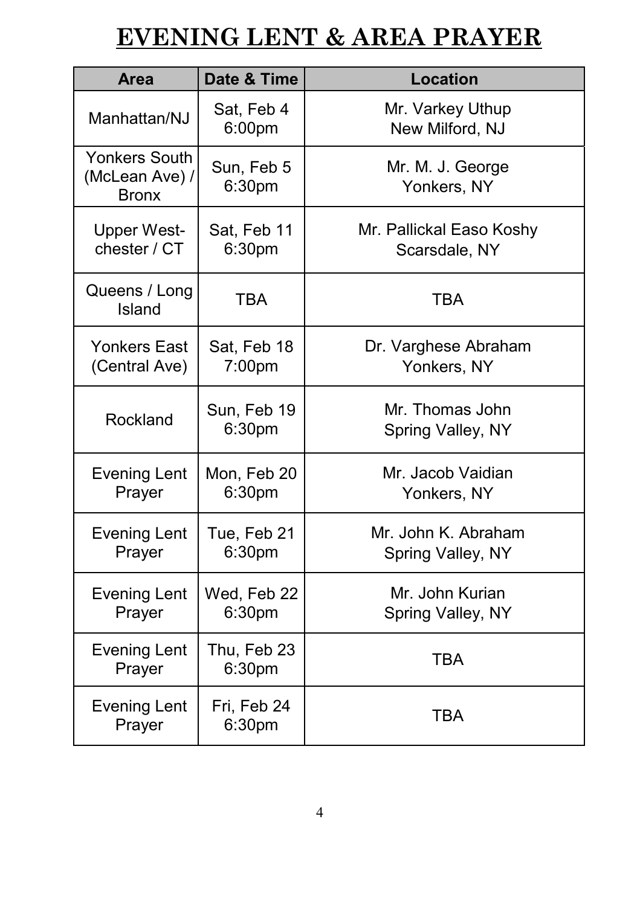# EVENING LENT & AREA PRAYER

| Area | Date & Time | Location |
|---|---|---|
| Manhattan/NJ | Sat, Feb 4 6:00pm | Mr. Varkey Uthup New Milford, NJ |
| Yonkers South (McLean Ave) / Bronx | Sun, Feb 5 6:30pm | Mr. M. J. George Yonkers, NY |
| Upper West-chester / CT | Sat, Feb 11 6:30pm | Mr. Pallickal Easo Koshy Scarsdale, NY |
| Queens / Long Island | TBA | TBA |
| Yonkers East (Central Ave) | Sat, Feb 18 7:00pm | Dr. Varghese Abraham Yonkers, NY |
| Rockland | Sun, Feb 19 6:30pm | Mr. Thomas John Spring Valley, NY |
| Evening Lent Prayer | Mon, Feb 20 6:30pm | Mr. Jacob Vaidian Yonkers, NY |
| Evening Lent Prayer | Tue, Feb 21 6:30pm | Mr. John K. Abraham Spring Valley, NY |
| Evening Lent Prayer | Wed, Feb 22 6:30pm | Mr. John Kurian Spring Valley, NY |
| Evening Lent Prayer | Thu, Feb 23 6:30pm | TBA |
| Evening Lent Prayer | Fri, Feb 24 6:30pm | TBA |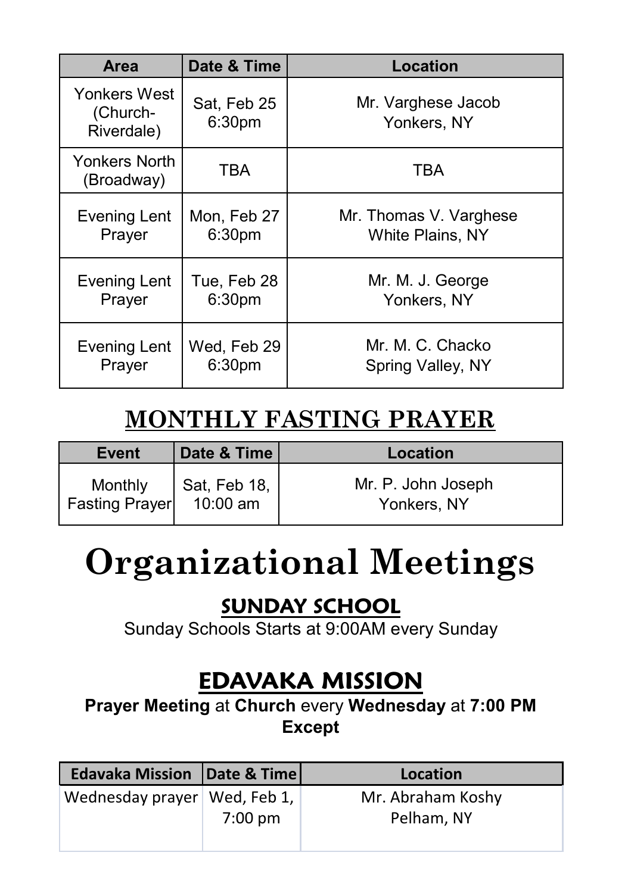| Area | Date & Time | Location |
| --- | --- | --- |
| Yonkers West (Church-Riverdale) | Sat, Feb 25 6:30pm | Mr. Varghese Jacob Yonkers, NY |
| Yonkers North (Broadway) | TBA | TBA |
| Evening Lent Prayer | Mon, Feb 27 6:30pm | Mr. Thomas V. Varghese White Plains, NY |
| Evening Lent Prayer | Tue, Feb 28 6:30pm | Mr. M. J. George Yonkers, NY |
| Evening Lent Prayer | Wed, Feb 29 6:30pm | Mr. M. C. Chacko Spring Valley, NY |

## MONTHLY FASTING PRAYER

| Event | Date & Time | Location |
| --- | --- | --- |
| Monthly Fasting Prayer | Sat, Feb 18, 10:00 am | Mr. P. John Joseph Yonkers, NY |

# Organizational Meetings

## SUNDAY SCHOOL

Sunday Schools Starts at 9:00AM every Sunday

## EDAVAKA MISSION

**Prayer Meeting** at **Church** every **Wednesday** at **7:00 PM Except**

| Edavaka Mission | Date & Time | Location |
| --- | --- | --- |
| Wednesday prayer | Wed, Feb 1, 7:00 pm | Mr. Abraham Koshy Pelham, NY |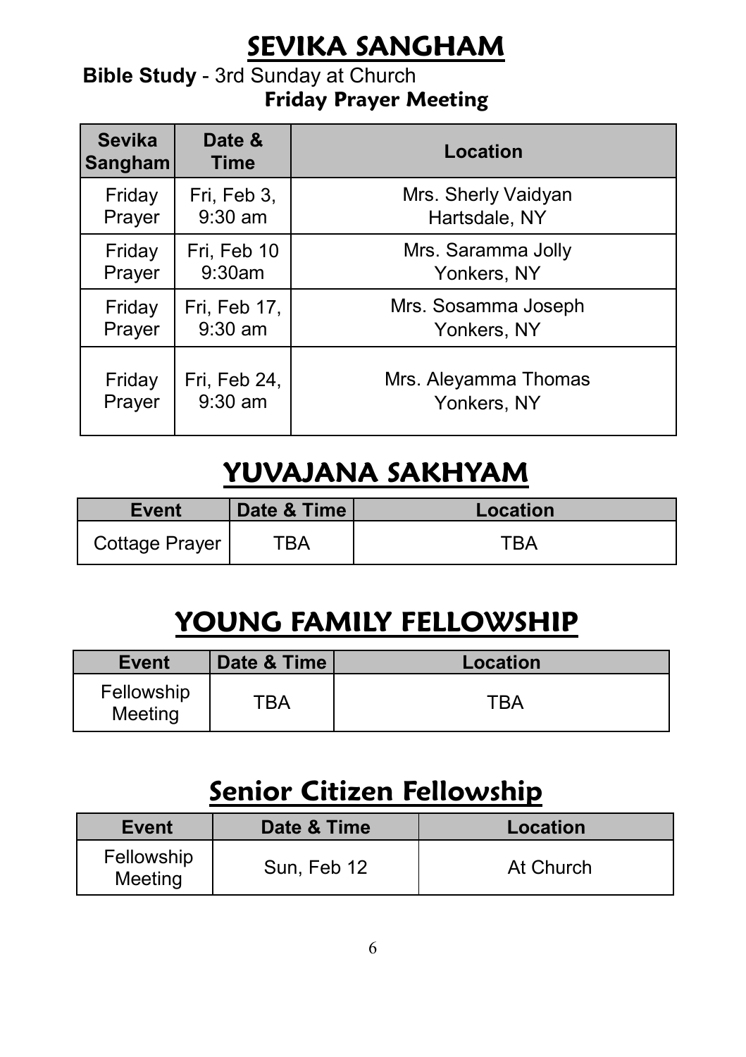# SEVIKA SANGHAM

**Bible Study** - 3rd Sunday at Church

**Friday Prayer Meeting**

| Sevika Sangham | Date & Time | Location |
|---|---|---|
| Friday Prayer | Fri, Feb 3, 9:30 am | Mrs. Sherly Vaidyan Hartsdale, NY |
| Friday Prayer | Fri, Feb 10 9:30am | Mrs. Saramma Jolly Yonkers, NY |
| Friday Prayer | Fri, Feb 17, 9:30 am | Mrs. Sosamma Joseph Yonkers, NY |
| Friday Prayer | Fri, Feb 24, 9:30 am | Mrs. Aleyamma Thomas Yonkers, NY |

# YUVAJANA SAKHYAM

| Event | Date & Time | Location |
|---|---|---|
| Cottage Prayer | TBA | TBA |

# YOUNG FAMILY FELLOWSHIP

| Event | Date & Time | Location |
|---|---|---|
| Fellowship Meeting | TBA | TBA |

# Senior Citizen Fellowship

| Event | Date & Time | Location |
|---|---|---|
| Fellowship Meeting | Sun, Feb 12 | At Church |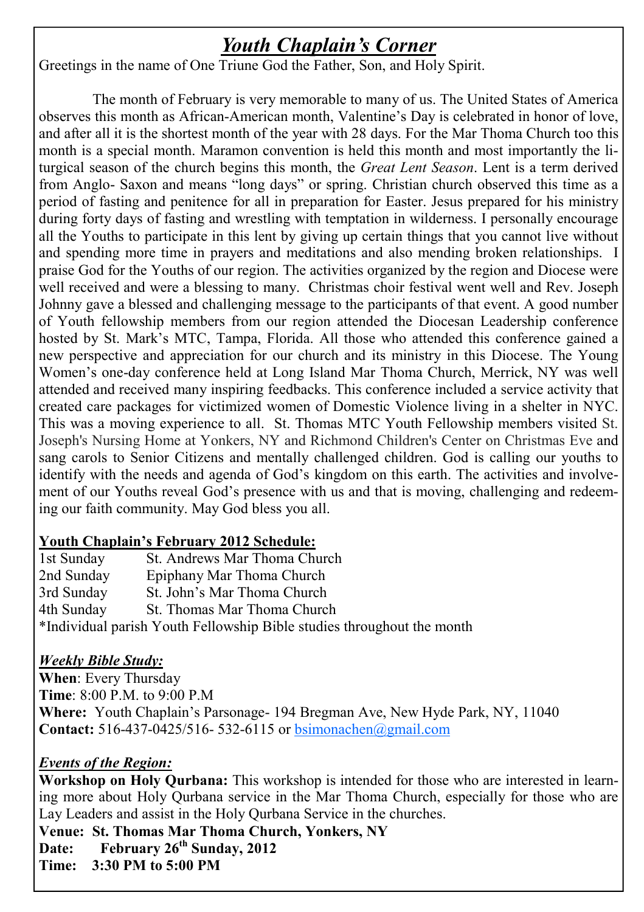# *Youth Chaplain's Corner*

Greetings in the name of One Triune God the Father, Son, and Holy Spirit.

The month of February is very memorable to many of us. The United States of America observes this month as African-American month, Valentine's Day is celebrated in honor of love, and after all it is the shortest month of the year with 28 days. For the Mar Thoma Church too this month is a special month. Maramon convention is held this month and most importantly the liturgical season of the church begins this month, the *Great Lent Season*. Lent is a term derived from Anglo- Saxon and means "long days" or spring. Christian church observed this time as a period of fasting and penitence for all in preparation for Easter. Jesus prepared for his ministry during forty days of fasting and wrestling with temptation in wilderness. I personally encourage all the Youths to participate in this lent by giving up certain things that you cannot live without and spending more time in prayers and meditations and also mending broken relationships. I praise God for the Youths of our region. The activities organized by the region and Diocese were well received and were a blessing to many. Christmas choir festival went well and Rev. Joseph Johnny gave a blessed and challenging message to the participants of that event. A good number of Youth fellowship members from our region attended the Diocesan Leadership conference hosted by St. Mark's MTC, Tampa, Florida. All those who attended this conference gained a new perspective and appreciation for our church and its ministry in this Diocese. The Young Women's one-day conference held at Long Island Mar Thoma Church, Merrick, NY was well attended and received many inspiring feedbacks. This conference included a service activity that created care packages for victimized women of Domestic Violence living in a shelter in NYC. This was a moving experience to all. St. Thomas MTC Youth Fellowship members visited St. Joseph's Nursing Home at Yonkers, NY and Richmond Children's Center on Christmas Eve and sang carols to Senior Citizens and mentally challenged children. God is calling our youths to identify with the needs and agenda of God's kingdom on this earth. The activities and involvement of our Youths reveal God's presence with us and that is moving, challenging and redeeming our faith community. May God bless you all.

**Youth Chaplain's February 2012 Schedule:**

| | |
|---|---|
| 1st Sunday | St. Andrews Mar Thoma Church |
| 2nd Sunday | Epiphany Mar Thoma Church |
| 3rd Sunday | St. John's Mar Thoma Church |
| 4th Sunday | St. Thomas Mar Thoma Church |

*Individual parish Youth Fellowship Bible studies throughout the month

***Weekly Bible Study:***

**When**: Every Thursday
**Time**: 8:00 P.M. to 9:00 P.M
**Where:** Youth Chaplain's Parsonage- 194 Bregman Ave, New Hyde Park, NY, 11040
**Contact:** 516-437-0425/516- 532-6115 or bsimonachen@gmail.com

***Events of the Region:***

**Workshop on Holy Qurbana:** This workshop is intended for those who are interested in learning more about Holy Qurbana service in the Mar Thoma Church, especially for those who are Lay Leaders and assist in the Holy Qurbana Service in the churches.

**Venue: St. Thomas Mar Thoma Church, Yonkers, NY**
**Date: February 26th Sunday, 2012**
**Time: 3:30 PM to 5:00 PM**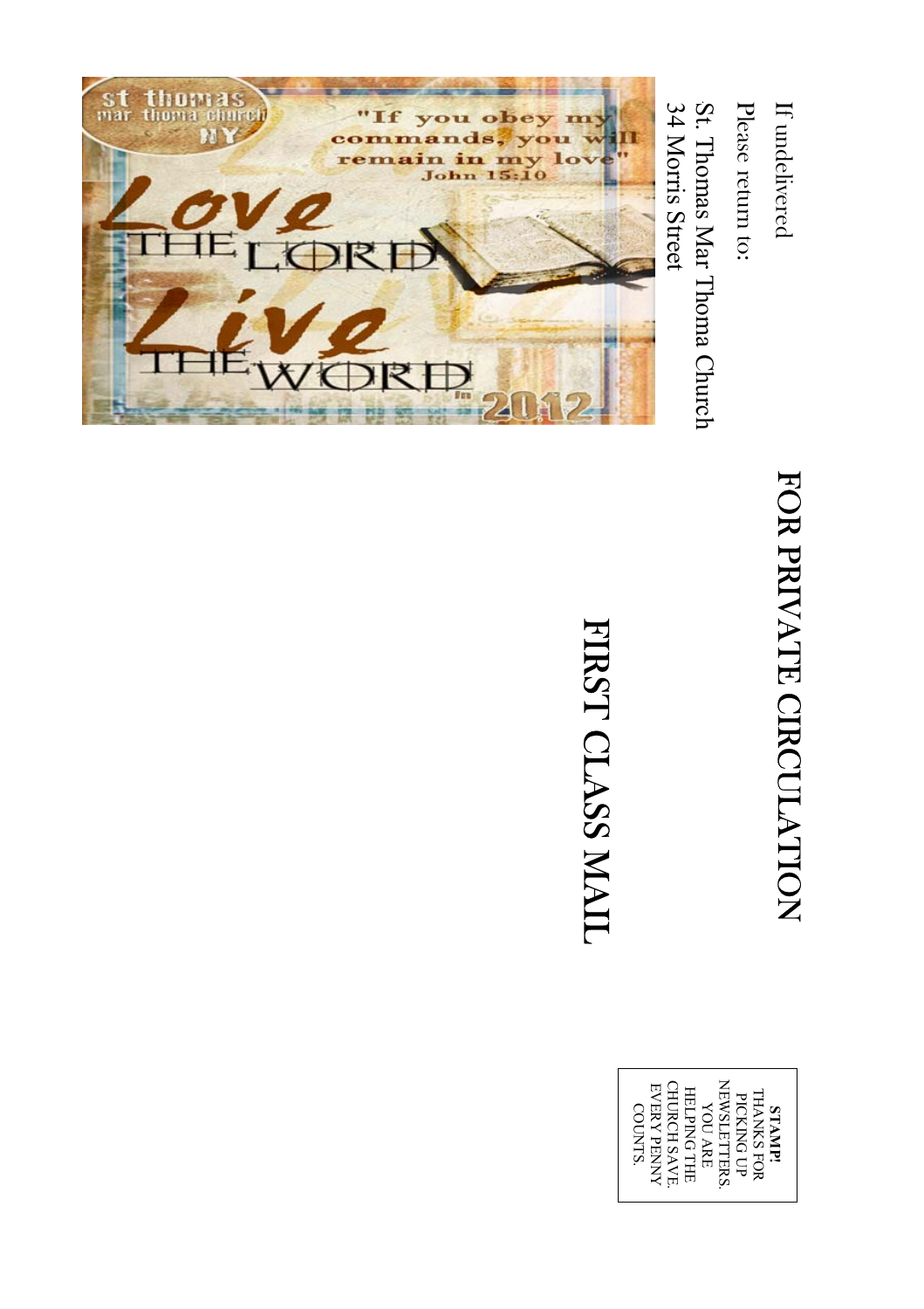If undelivered

Please return to:

St. Thomas Mar Thoma Church

34 Morris Street

st thomas mar thoma church NY

"If you obey my commands, you will remain in my love" John 15:10

Love THE LORD Live THE WORD

2012

**FOR PRIVATE CIRCULATION**

**FIRST CLASS MAIL**

**STAMP!**

THANKS FOR PICKING UP NEWSLETTERS. YOU ARE HELPING THE CHURCH SAVE. EVERY PENNY COUNTS.